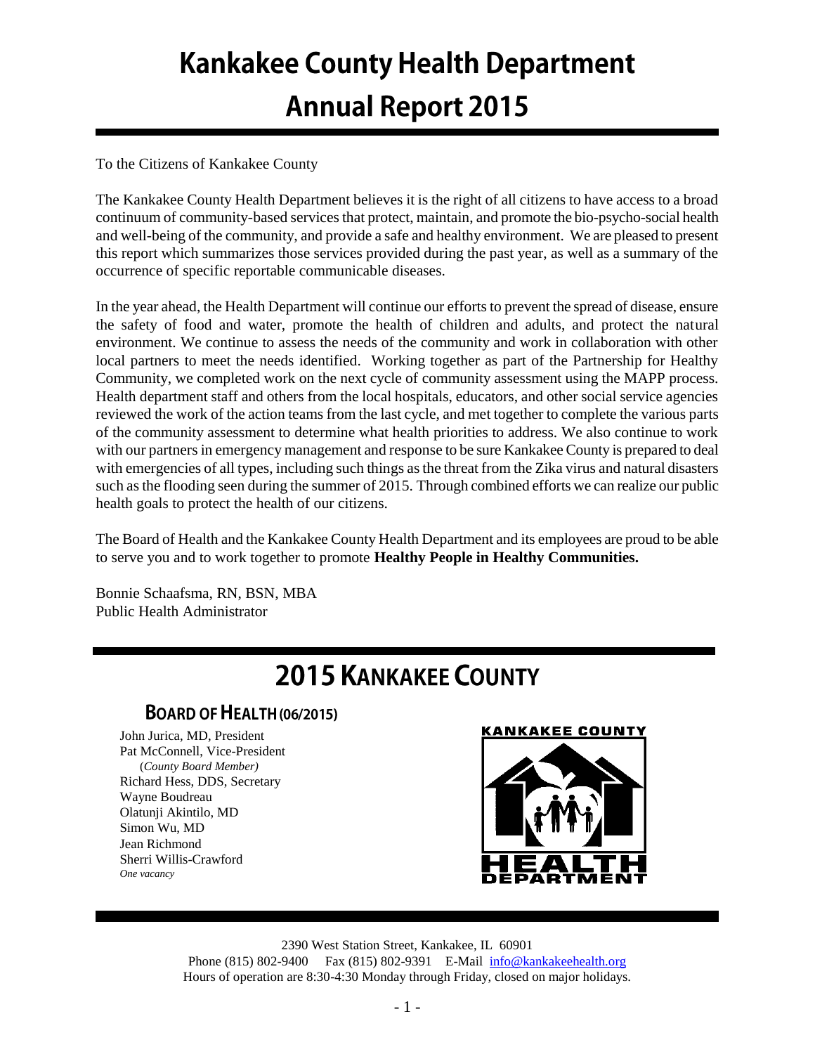# Kankakee County Health Department
# Annual Report 2015

To the Citizens of Kankakee County

The Kankakee County Health Department believes it is the right of all citizens to have access to a broad continuum of community-based services that protect, maintain, and promote the bio-psycho-social health and well-being of the community, and provide a safe and healthy environment. We are pleased to present this report which summarizes those services provided during the past year, as well as a summary of the occurrence of specific reportable communicable diseases.

In the year ahead, the Health Department will continue our efforts to prevent the spread of disease, ensure the safety of food and water, promote the health of children and adults, and protect the natural environment. We continue to assess the needs of the community and work in collaboration with other local partners to meet the needs identified. Working together as part of the Partnership for Healthy Community, we completed work on the next cycle of community assessment using the MAPP process. Health department staff and others from the local hospitals, educators, and other social service agencies reviewed the work of the action teams from the last cycle, and met together to complete the various parts of the community assessment to determine what health priorities to address. We also continue to work with our partners in emergency management and response to be sure Kankakee County is prepared to deal with emergencies of all types, including such things as the threat from the Zika virus and natural disasters such as the flooding seen during the summer of 2015. Through combined efforts we can realize our public health goals to protect the health of our citizens.

The Board of Health and the Kankakee County Health Department and its employees are proud to be able to serve you and to work together to promote **Healthy People in Healthy Communities.**

Bonnie Schaafsma, RN, BSN, MBA
Public Health Administrator

## 2015 Kankakee County

### Board of Health (06/2015)

John Jurica, MD, President
Pat McConnell, Vice-President
(*County Board Member)*
Richard Hess, DDS, Secretary
Wayne Boudreau
Olatunji Akintilo, MD
Simon Wu, MD
Jean Richmond
Sherri Willis-Crawford
*One vacancy*

2390 West Station Street, Kankakee, IL 60901
Phone (815) 802-9400 Fax (815) 802-9391 E-Mail info@kankakeehealth.org
Hours of operation are 8:30-4:30 Monday through Friday, closed on major holidays.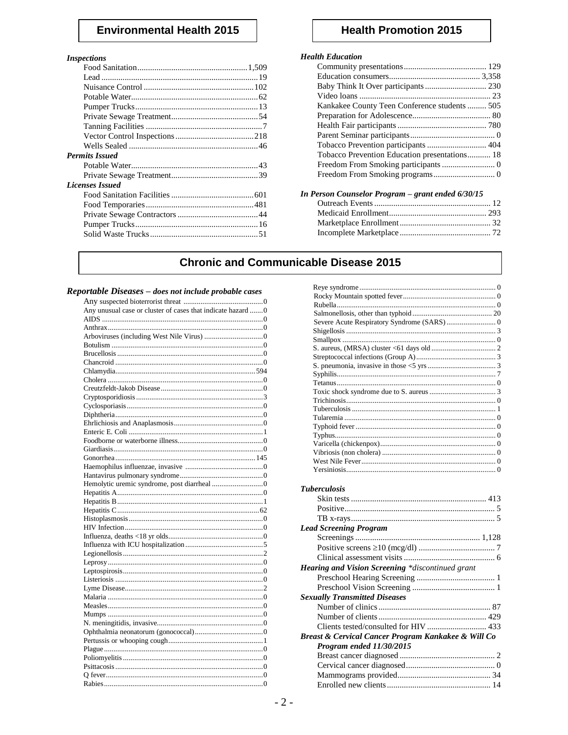## Environmental Health 2015

***Inspections***

| | |
|---|---|
| Food Sanitation | 1,509 |
| Lead | 19 |
| Nuisance Control | 102 |
| Potable Water | 62 |
| Pumper Trucks | 13 |
| Private Sewage Treatment | 54 |
| Tanning Facilities | 7 |
| Vector Control Inspections | 218 |
| Wells Sealed | 46 |

***Permits Issued***

| | |
|---|---|
| Potable Water | 43 |
| Private Sewage Treatment | 39 |

***Licenses Issued***

| | |
|---|---|
| Food Sanitation Facilities | 601 |
| Food Temporaries | 481 |
| Private Sewage Contractors | 44 |
| Pumper Trucks | 16 |
| Solid Waste Trucks | 51 |

## Health Promotion 2015

***Health Education***

| | |
|---|---|
| Community presentations | 129 |
| Education consumers | 3,358 |
| Baby Think It Over participants | 230 |
| Video loans | 23 |
| Kankakee County Teen Conference students | 505 |
| Preparation for Adolescence | 80 |
| Health Fair participants | 780 |
| Parent Seminar participants | 0 |
| Tobacco Prevention participants | 404 |
| Tobacco Prevention Education presentations | 18 |
| Freedom From Smoking participants | 0 |
| Freedom From Smoking programs | 0 |

***In Person Counselor Program – grant ended 6/30/15***

| | |
|---|---|
| Outreach Events | 12 |
| Medicaid Enrollment | 293 |
| Marketplace Enrollment | 32 |
| Incomplete Marketplace | 72 |

## Chronic and Communicable Disease 2015

***Reportable Diseases – does not include probable cases***

| | |
|---|---|
| Any suspected bioterrorist threat | 0 |
| Any unusual case or cluster of cases that indicate hazard | 0 |
| AIDS | 0 |
| Anthrax | 0 |
| Arboviruses (including West Nile Virus) | 0 |
| Botulism | 0 |
| Brucellosis | 0 |
| Chancroid | 0 |
| Chlamydia | 594 |
| Cholera | 0 |
| Creutzfeldt-Jakob Disease | 0 |
| Cryptosporidiosis | 3 |
| Cyclosporiasis | 0 |
| Diphtheria | 0 |
| Ehrlichiosis and Anaplasmosis | 0 |
| Enteric E. Coli | 1 |
| Foodborne or waterborne illness | 0 |
| Giardiasis | 0 |
| Gonorrhea | 145 |
| Haemophilus influenzae, invasive | 0 |
| Hantavirus pulmonary syndrome | 0 |
| Hemolytic uremic syndrome, post diarrheal | 0 |
| Hepatitis A | 0 |
| Hepatitis B | 1 |
| Hepatitis C | 62 |
| Histoplasmosis | 0 |
| HIV Infection | 0 |
| Influenza, deaths <18 yr olds | 0 |
| Influenza with ICU hospitalization | 5 |
| Legionellosis | 2 |
| Leprosy | 0 |
| Leptospirosis | 0 |
| Listeriosis | 0 |
| Lyme Disease | 2 |
| Malaria | 0 |
| Measles | 0 |
| Mumps | 0 |
| N. meningitidis, invasive | 0 |
| Ophthalmia neonatorum (gonococcal) | 0 |
| Pertussis or whooping cough | 1 |
| Plague | 0 |
| Poliomyelitis | 0 |
| Psittacosis | 0 |
| Q fever | 0 |
| Rabies | 0 |
| Reye syndrome | 0 |
| Rocky Mountain spotted fever | 0 |
| Rubella | 0 |
| Salmonellosis, other than typhoid | 20 |
| Severe Acute Respiratory Syndrome (SARS) | 0 |
| Shigellosis | 3 |
| Smallpox | 0 |
| S. aureus, (MRSA) cluster <61 days old | 2 |
| Streptococcal infections (Group A) | 3 |
| S. pneumonia, invasive in those <5 yrs | 3 |
| Syphilis | 7 |
| Tetanus | 0 |
| Toxic shock syndrome due to S. aureus | 3 |
| Trichinosis | 0 |
| Tuberculosis | 1 |
| Tularemia | 0 |
| Typhoid fever | 0 |
| Typhus | 0 |
| Varicella (chickenpox) | 0 |
| Vibriosis (non cholera) | 0 |
| West Nile Fever | 0 |
| Yersiniosis | 0 |

***Tuberculosis***

| | |
|---|---|
| Skin tests | 413 |
| Positive | 5 |
| TB x-rays | 5 |

***Lead Screening Program***

| | |
|---|---|
| Screenings | 1,128 |
| Positive screens ≥10 (mcg/dl) | 7 |
| Clinical assessment visits | 6 |

***Hearing and Vision Screening** *discontinued grant*

| | |
|---|---|
| Preschool Hearing Screening | 1 |
| Preschool Vision Screening | 1 |

***Sexually Transmitted Diseases***

| | |
|---|---|
| Number of clinics | 87 |
| Number of clients | 429 |
| Clients tested/consulted for HIV | 433 |

***Breast & Cervical Cancer Program Kankakee & Will Co Program ended 11/30/2015***

| | |
|---|---|
| Breast cancer diagnosed | 2 |
| Cervical cancer diagnosed | 0 |
| Mammograms provided | 34 |
| Enrolled new clients | 14 |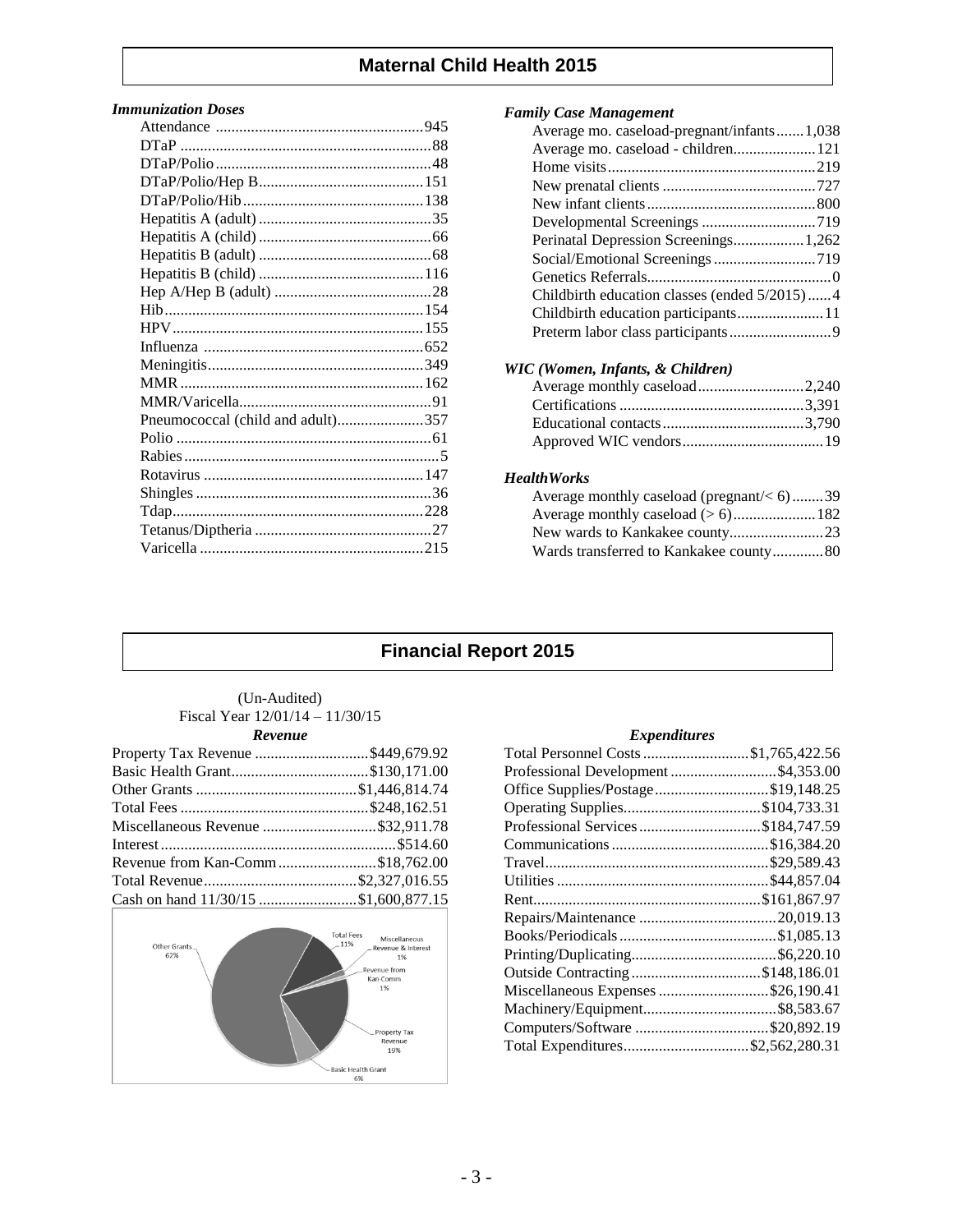## Maternal Child Health 2015

### *Immunization Doses*

| | |
|---|---|
| Attendance | 945 |
| DTaP | 88 |
| DTaP/Polio | 48 |
| DTaP/Polio/Hep B | 151 |
| DTaP/Polio/Hib | 138 |
| Hepatitis A (adult) | 35 |
| Hepatitis A (child) | 66 |
| Hepatitis B (adult) | 68 |
| Hepatitis B (child) | 116 |
| Hep A/Hep B (adult) | 28 |
| Hib | 154 |
| HPV | 155 |
| Influenza | 652 |
| Meningitis | 349 |
| MMR | 162 |
| MMR/Varicella | 91 |
| Pneumococcal (child and adult) | 357 |
| Polio | 61 |
| Rabies | 5 |
| Rotavirus | 147 |
| Shingles | 36 |
| Tdap | 228 |
| Tetanus/Diptheria | 27 |
| Varicella | 215 |

### *Family Case Management*

| | |
|---|---|
| Average mo. caseload-pregnant/infants | 1,038 |
| Average mo. caseload - children | 121 |
| Home visits | 219 |
| New prenatal clients | 727 |
| New infant clients | 800 |
| Developmental Screenings | 719 |
| Perinatal Depression Screenings | 1,262 |
| Social/Emotional Screenings | 719 |
| Genetics Referrals | 0 |
| Childbirth education classes (ended 5/2015) | 4 |
| Childbirth education participants | 11 |
| Preterm labor class participants | 9 |

### *WIC (Women, Infants, & Children)*

| | |
|---|---|
| Average monthly caseload | 2,240 |
| Certifications | 3,391 |
| Educational contacts | 3,790 |
| Approved WIC vendors | 19 |

### *HealthWorks*

| | |
|---|---|
| Average monthly caseload (pregnant/< 6) | 39 |
| Average monthly caseload (> 6) | 182 |
| New wards to Kankakee county | 23 |
| Wards transferred to Kankakee county | 80 |

## Financial Report 2015

(Un-Audited)
Fiscal Year 12/01/14 – 11/30/15

### *Revenue*

| | |
|---|---|
| Property Tax Revenue | $449,679.92 |
| Basic Health Grant | $130,171.00 |
| Other Grants | $1,446,814.74 |
| Total Fees | $248,162.51 |
| Miscellaneous Revenue | $32,911.78 |
| Interest | $514.60 |
| Revenue from Kan-Comm | $18,762.00 |
| Total Revenue | $2,327,016.55 |
| Cash on hand 11/30/15 | $1,600,877.15 |

Other Grants 62%; Total Fees 11%; Miscellaneous Revenue & Interest 1%; Revenue from Kan-Comm 1%; Property Tax Revenue 19%; Basic Health Grant 6%

### *Expenditures*

| | |
|---|---|
| Total Personnel Costs | $1,765,422.56 |
| Professional Development | $4,353.00 |
| Office Supplies/Postage | $19,148.25 |
| Operating Supplies | $104,733.31 |
| Professional Services | $184,747.59 |
| Communications | $16,384.20 |
| Travel | $29,589.43 |
| Utilities | $44,857.04 |
| Rent | $161,867.97 |
| Repairs/Maintenance | 20,019.13 |
| Books/Periodicals | $1,085.13 |
| Printing/Duplicating | $6,220.10 |
| Outside Contracting | $148,186.01 |
| Miscellaneous Expenses | $26,190.41 |
| Machinery/Equipment | $8,583.67 |
| Computers/Software | $20,892.19 |
| Total Expenditures | $2,562,280.31 |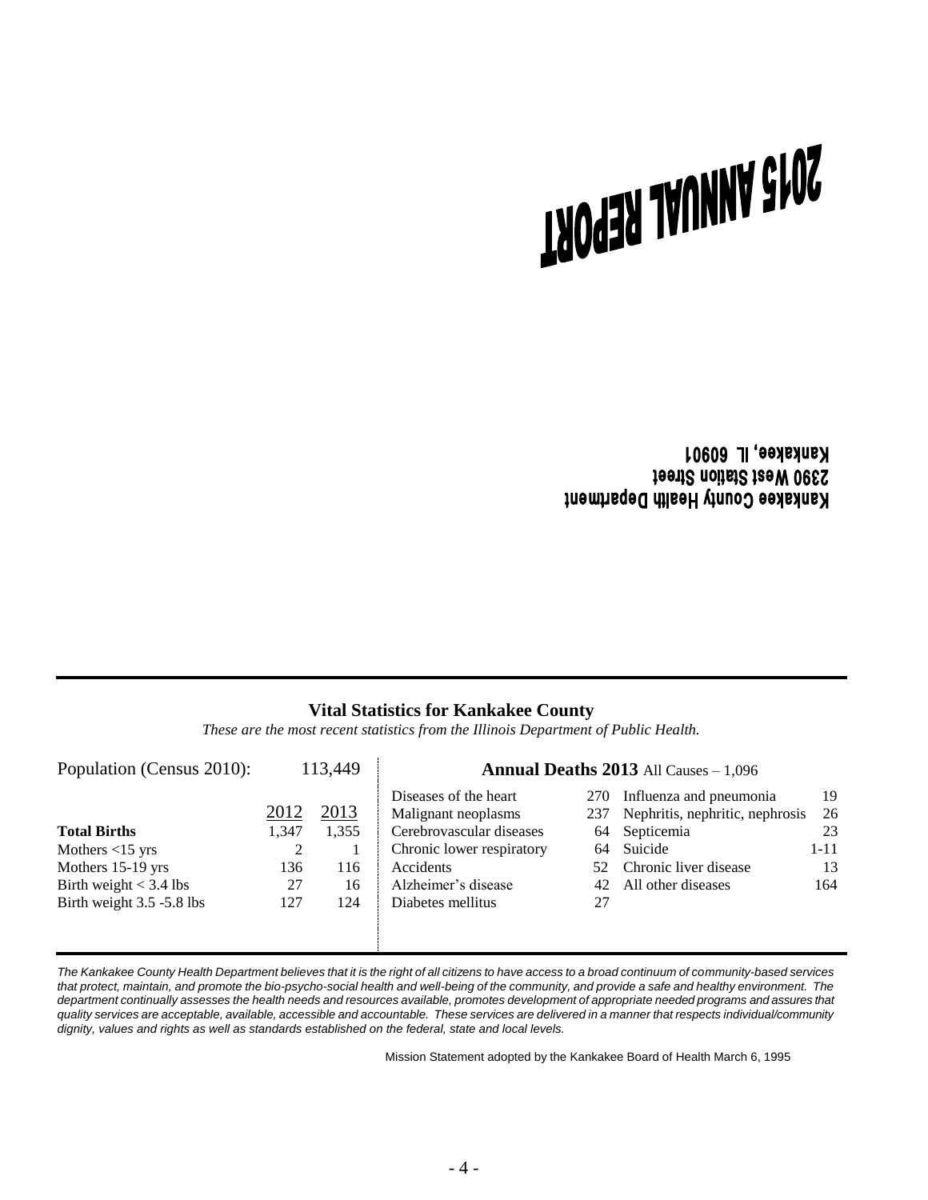# 2015 ANNUAL REPORT

**Kankakee County Health Department**
**2390 West Station Street**
**Kankakee, IL 60901**

## Vital Statistics for Kankakee County

*These are the most recent statistics from the Illinois Department of Public Health.*

Population (Census 2010): 113,449

| | 2012 | 2013 |
|---|---|---|
| **Total Births** | 1,347 | 1,355 |
| Mothers <15 yrs | 2 | 1 |
| Mothers 15-19 yrs | 136 | 116 |
| Birth weight < 3.4 lbs | 27 | 16 |
| Birth weight 3.5 -5.8 lbs | 127 | 124 |

**Annual Deaths 2013** All Causes – 1,096

| | | | |
|---|---|---|---|
| Diseases of the heart | 270 | Influenza and pneumonia | 19 |
| Malignant neoplasms | 237 | Nephritis, nephritic, nephrosis | 26 |
| Cerebrovascular diseases | 64 | Septicemia | 23 |
| Chronic lower respiratory | 64 | Suicide | 1-11 |
| Accidents | 52 | Chronic liver disease | 13 |
| Alzheimer's disease | 42 | All other diseases | 164 |
| Diabetes mellitus | 27 | | |

*The Kankakee County Health Department believes that it is the right of all citizens to have access to a broad continuum of community-based services that protect, maintain, and promote the bio-psycho-social health and well-being of the community, and provide a safe and healthy environment. The department continually assesses the health needs and resources available, promotes development of appropriate needed programs and assures that quality services are acceptable, available, accessible and accountable. These services are delivered in a manner that respects individual/community dignity, values and rights as well as standards established on the federal, state and local levels.*

Mission Statement adopted by the Kankakee Board of Health March 6, 1995